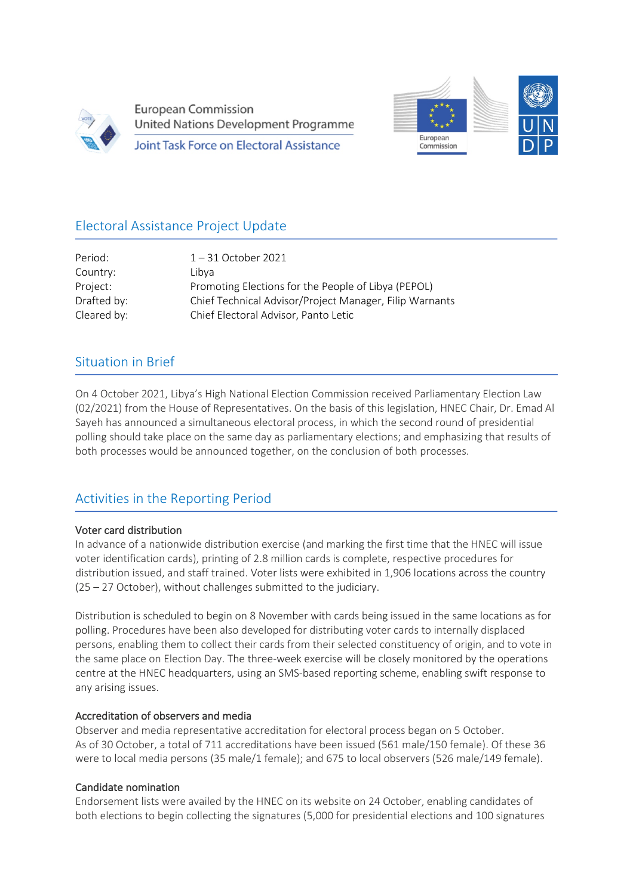European Commission
United Nations Development Programme
Joint Task Force on Electoral Assistance

## Electoral Assistance Project Update

| | |
|---|---|
| Period: | 1 – 31 October 2021 |
| Country: | Libya |
| Project: | Promoting Elections for the People of Libya (PEPOL) |
| Drafted by: | Chief Technical Advisor/Project Manager, Filip Warnants |
| Cleared by: | Chief Electoral Advisor, Panto Letic |

## Situation in Brief

On 4 October 2021, Libya's High National Election Commission received Parliamentary Election Law (02/2021) from the House of Representatives. On the basis of this legislation, HNEC Chair, Dr. Emad Al Sayeh has announced a simultaneous electoral process, in which the second round of presidential polling should take place on the same day as parliamentary elections; and emphasizing that results of both processes would be announced together, on the conclusion of both processes.

## Activities in the Reporting Period

### Voter card distribution

In advance of a nationwide distribution exercise (and marking the first time that the HNEC will issue voter identification cards), printing of 2.8 million cards is complete, respective procedures for distribution issued, and staff trained. Voter lists were exhibited in 1,906 locations across the country (25 – 27 October), without challenges submitted to the judiciary.

Distribution is scheduled to begin on 8 November with cards being issued in the same locations as for polling. Procedures have been also developed for distributing voter cards to internally displaced persons, enabling them to collect their cards from their selected constituency of origin, and to vote in the same place on Election Day. The three-week exercise will be closely monitored by the operations centre at the HNEC headquarters, using an SMS-based reporting scheme, enabling swift response to any arising issues.

### Accreditation of observers and media

Observer and media representative accreditation for electoral process began on 5 October. As of 30 October, a total of 711 accreditations have been issued (561 male/150 female). Of these 36 were to local media persons (35 male/1 female); and 675 to local observers (526 male/149 female).

### Candidate nomination

Endorsement lists were availed by the HNEC on its website on 24 October, enabling candidates of both elections to begin collecting the signatures (5,000 for presidential elections and 100 signatures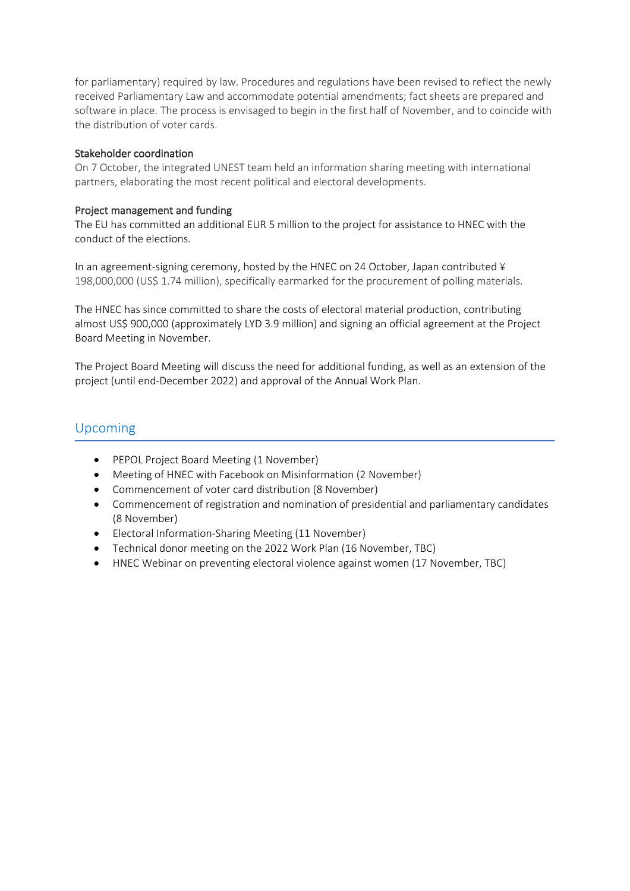for parliamentary) required by law. Procedures and regulations have been revised to reflect the newly received Parliamentary Law and accommodate potential amendments; fact sheets are prepared and software in place. The process is envisaged to begin in the first half of November, and to coincide with the distribution of voter cards.

### Stakeholder coordination

On 7 October, the integrated UNEST team held an information sharing meeting with international partners, elaborating the most recent political and electoral developments.

### Project management and funding

The EU has committed an additional EUR 5 million to the project for assistance to HNEC with the conduct of the elections.

In an agreement-signing ceremony, hosted by the HNEC on 24 October, Japan contributed ¥ 198,000,000 (US$ 1.74 million), specifically earmarked for the procurement of polling materials.

The HNEC has since committed to share the costs of electoral material production, contributing almost US$ 900,000 (approximately LYD 3.9 million) and signing an official agreement at the Project Board Meeting in November.

The Project Board Meeting will discuss the need for additional funding, as well as an extension of the project (until end-December 2022) and approval of the Annual Work Plan.

## Upcoming

- PEPOL Project Board Meeting (1 November)
- Meeting of HNEC with Facebook on Misinformation (2 November)
- Commencement of voter card distribution (8 November)
- Commencement of registration and nomination of presidential and parliamentary candidates (8 November)
- Electoral Information-Sharing Meeting (11 November)
- Technical donor meeting on the 2022 Work Plan (16 November, TBC)
- HNEC Webinar on preventing electoral violence against women (17 November, TBC)